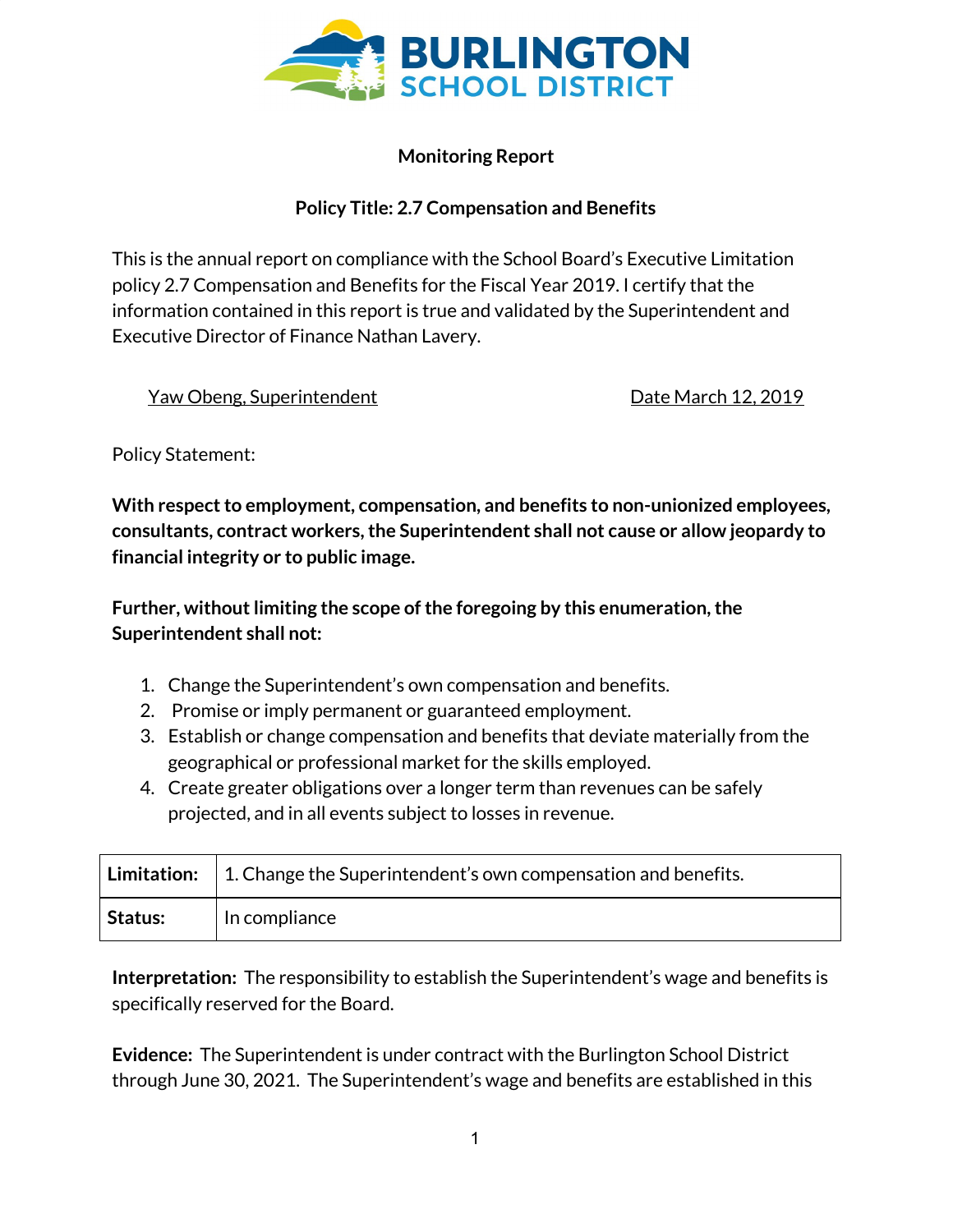**Monitoring Report**

**Policy Title: 2.7 Compensation and Benefits**

This is the annual report on compliance with the School Board's Executive Limitation policy 2.7 Compensation and Benefits for the Fiscal Year 2019. I certify that the information contained in this report is true and validated by the Superintendent and Executive Director of Finance Nathan Lavery.

Yaw Obeng, Superintendent                                        Date March 12, 2019

Policy Statement:

**With respect to employment, compensation, and benefits to non-unionized employees, consultants, contract workers, the Superintendent shall not cause or allow jeopardy to financial integrity or to public image.**

**Further, without limiting the scope of the foregoing by this enumeration, the Superintendent shall not:**

1. Change the Superintendent's own compensation and benefits.
2. Promise or imply permanent or guaranteed employment.
3. Establish or change compensation and benefits that deviate materially from the geographical or professional market for the skills employed.
4. Create greater obligations over a longer term than revenues can be safely projected, and in all events subject to losses in revenue.

| **Limitation:** | 1. Change the Superintendent's own compensation and benefits. |
|---|---|
| **Status:** | In compliance |

**Interpretation:** The responsibility to establish the Superintendent's wage and benefits is specifically reserved for the Board.

**Evidence:** The Superintendent is under contract with the Burlington School District through June 30, 2021. The Superintendent's wage and benefits are established in this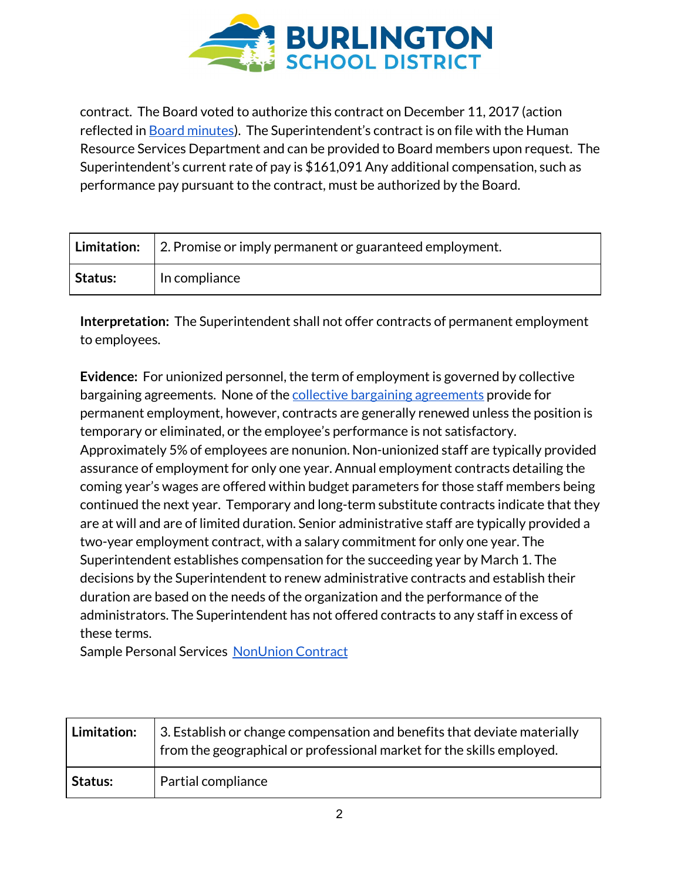contract. The Board voted to authorize this contract on December 11, 2017 (action reflected in Board minutes). The Superintendent's contract is on file with the Human Resource Services Department and can be provided to Board members upon request. The Superintendent's current rate of pay is $161,091 Any additional compensation, such as performance pay pursuant to the contract, must be authorized by the Board.

| **Limitation:** | 2. Promise or imply permanent or guaranteed employment. |
|---|---|
| **Status:** | In compliance |

**Interpretation:** The Superintendent shall not offer contracts of permanent employment to employees.

**Evidence:** For unionized personnel, the term of employment is governed by collective bargaining agreements. None of the collective bargaining agreements provide for permanent employment, however, contracts are generally renewed unless the position is temporary or eliminated, or the employee's performance is not satisfactory. Approximately 5% of employees are nonunion. Non-unionized staff are typically provided assurance of employment for only one year. Annual employment contracts detailing the coming year's wages are offered within budget parameters for those staff members being continued the next year. Temporary and long-term substitute contracts indicate that they are at will and are of limited duration. Senior administrative staff are typically provided a two-year employment contract, with a salary commitment for only one year. The Superintendent establishes compensation for the succeeding year by March 1. The decisions by the Superintendent to renew administrative contracts and establish their duration are based on the needs of the organization and the performance of the administrators. The Superintendent has not offered contracts to any staff in excess of these terms.
Sample Personal Services NonUnion Contract

| **Limitation:** | 3. Establish or change compensation and benefits that deviate materially from the geographical or professional market for the skills employed. |
|---|---|
| **Status:** | Partial compliance |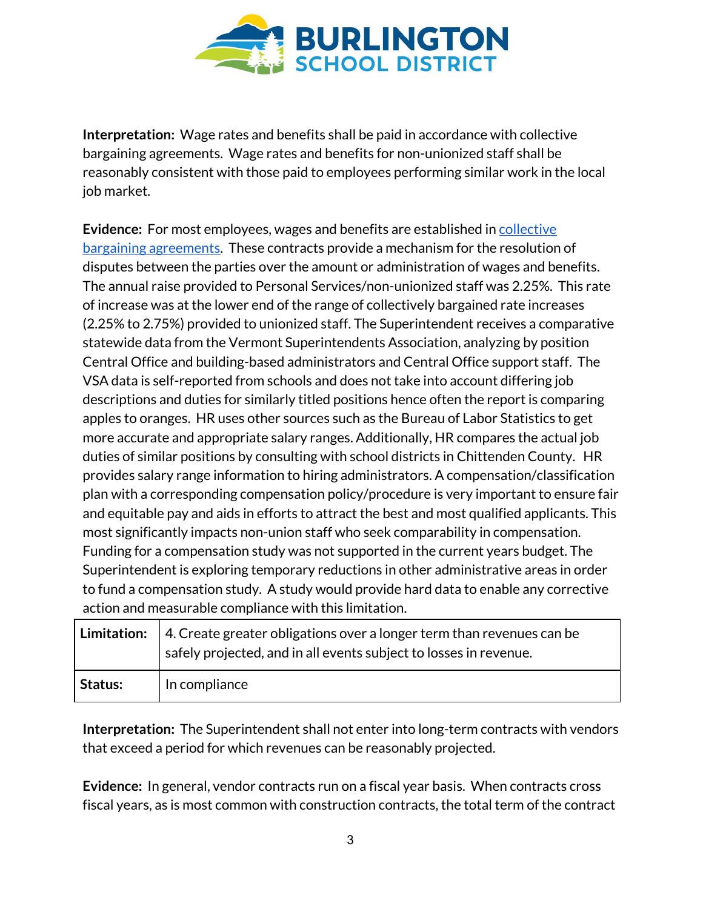**Interpretation:** Wage rates and benefits shall be paid in accordance with collective bargaining agreements. Wage rates and benefits for non-unionized staff shall be reasonably consistent with those paid to employees performing similar work in the local job market.

**Evidence:** For most employees, wages and benefits are established in collective bargaining agreements. These contracts provide a mechanism for the resolution of disputes between the parties over the amount or administration of wages and benefits. The annual raise provided to Personal Services/non-unionized staff was 2.25%. This rate of increase was at the lower end of the range of collectively bargained rate increases (2.25% to 2.75%) provided to unionized staff. The Superintendent receives a comparative statewide data from the Vermont Superintendents Association, analyzing by position Central Office and building-based administrators and Central Office support staff. The VSA data is self-reported from schools and does not take into account differing job descriptions and duties for similarly titled positions hence often the report is comparing apples to oranges. HR uses other sources such as the Bureau of Labor Statistics to get more accurate and appropriate salary ranges. Additionally, HR compares the actual job duties of similar positions by consulting with school districts in Chittenden County. HR provides salary range information to hiring administrators. A compensation/classification plan with a corresponding compensation policy/procedure is very important to ensure fair and equitable pay and aids in efforts to attract the best and most qualified applicants. This most significantly impacts non-union staff who seek comparability in compensation. Funding for a compensation study was not supported in the current years budget. The Superintendent is exploring temporary reductions in other administrative areas in order to fund a compensation study. A study would provide hard data to enable any corrective action and measurable compliance with this limitation.

| **Limitation:** | 4. Create greater obligations over a longer term than revenues can be safely projected, and in all events subject to losses in revenue. |
|---|---|
| **Status:** | In compliance |

**Interpretation:** The Superintendent shall not enter into long-term contracts with vendors that exceed a period for which revenues can be reasonably projected.

**Evidence:** In general, vendor contracts run on a fiscal year basis. When contracts cross fiscal years, as is most common with construction contracts, the total term of the contract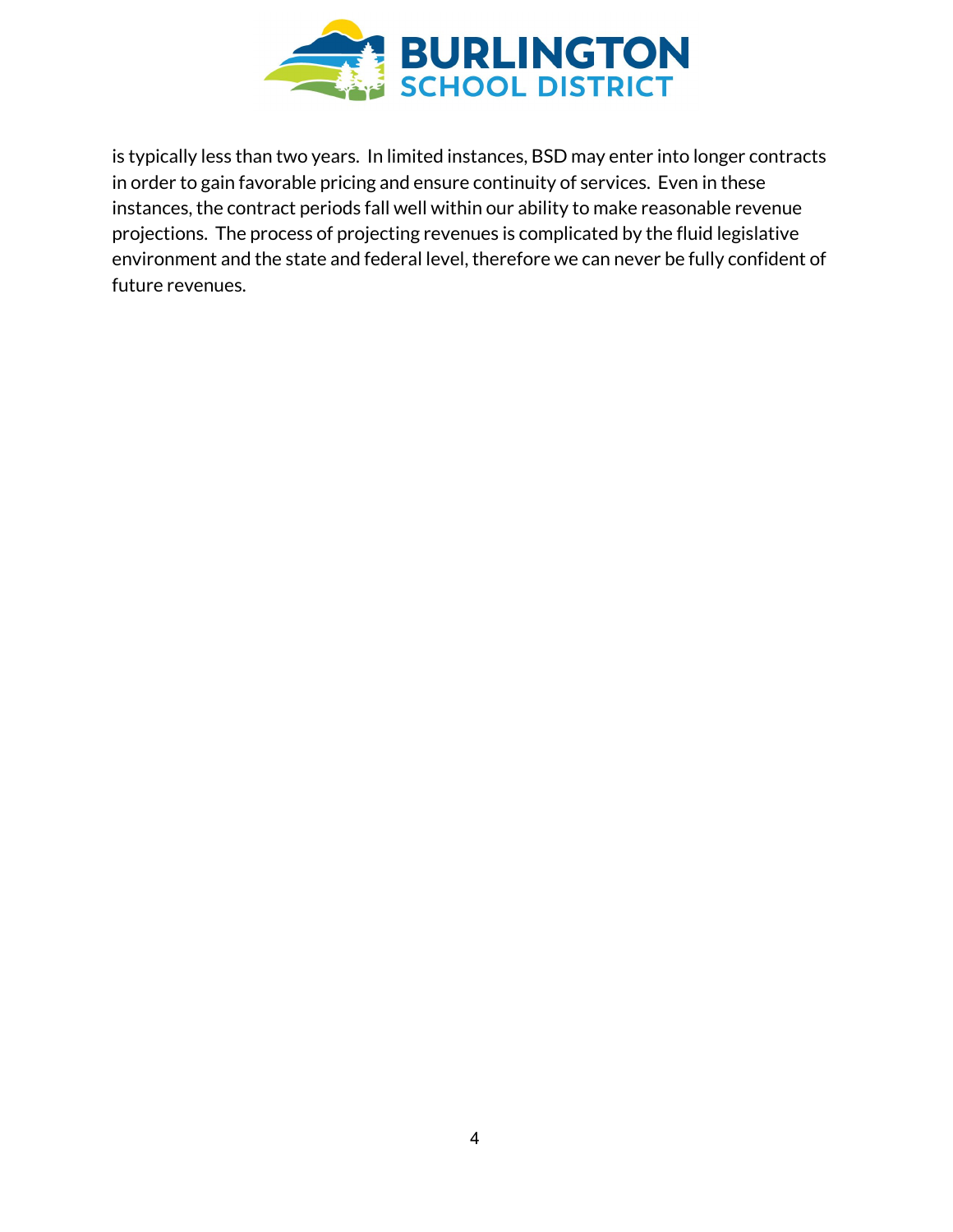is typically less than two years. In limited instances, BSD may enter into longer contracts in order to gain favorable pricing and ensure continuity of services. Even in these instances, the contract periods fall well within our ability to make reasonable revenue projections. The process of projecting revenues is complicated by the fluid legislative environment and the state and federal level, therefore we can never be fully confident of future revenues.